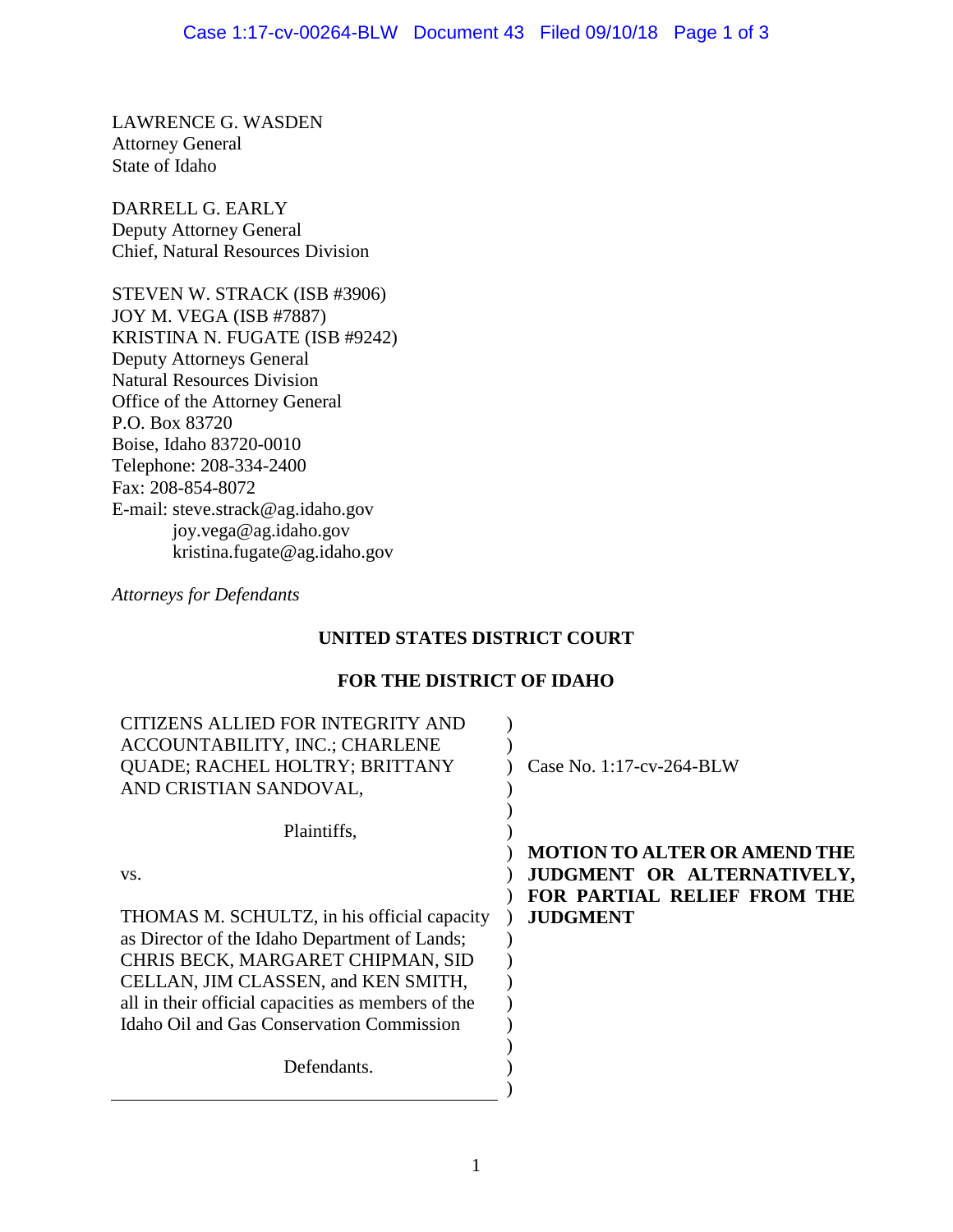LAWRENCE G. WASDEN
Attorney General
State of Idaho

DARRELL G. EARLY
Deputy Attorney General
Chief, Natural Resources Division

STEVEN W. STRACK (ISB #3906)
JOY M. VEGA (ISB #7887)
KRISTINA N. FUGATE (ISB #9242)
Deputy Attorneys General
Natural Resources Division
Office of the Attorney General
P.O. Box 83720
Boise, Idaho 83720-0010
Telephone: 208-334-2400
Fax: 208-854-8072
E-mail: steve.strack@ag.idaho.gov
joy.vega@ag.idaho.gov
kristina.fugate@ag.idaho.gov

*Attorneys for Defendants*

**UNITED STATES DISTRICT COURT**

**FOR THE DISTRICT OF IDAHO**

| | |
|---|---|
| CITIZENS ALLIED FOR INTEGRITY AND ACCOUNTABILITY, INC.; CHARLENE QUADE; RACHEL HOLTRY; BRITTANY AND CRISTIAN SANDOVAL, | Case No. 1:17-cv-264-BLW |
| Plaintiffs, | |
| vs. | **MOTION TO ALTER OR AMEND THE JUDGMENT OR ALTERNATIVELY, FOR PARTIAL RELIEF FROM THE JUDGMENT** |
| THOMAS M. SCHULTZ, in his official capacity as Director of the Idaho Department of Lands; CHRIS BECK, MARGARET CHIPMAN, SID CELLAN, JIM CLASSEN, and KEN SMITH, all in their official capacities as members of the Idaho Oil and Gas Conservation Commission | |
| Defendants. | |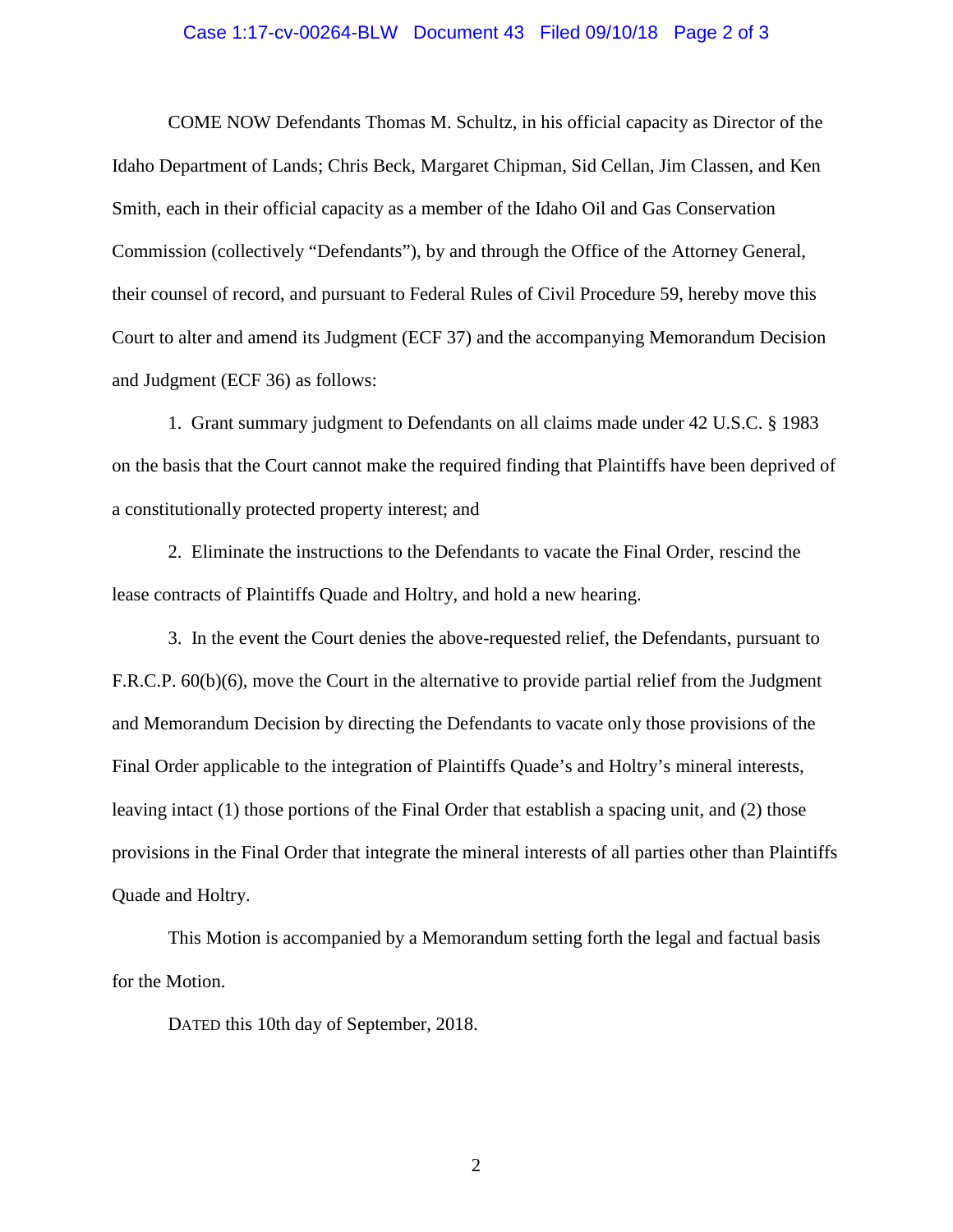COME NOW Defendants Thomas M. Schultz, in his official capacity as Director of the Idaho Department of Lands; Chris Beck, Margaret Chipman, Sid Cellan, Jim Classen, and Ken Smith, each in their official capacity as a member of the Idaho Oil and Gas Conservation Commission (collectively "Defendants"), by and through the Office of the Attorney General, their counsel of record, and pursuant to Federal Rules of Civil Procedure 59, hereby move this Court to alter and amend its Judgment (ECF 37) and the accompanying Memorandum Decision and Judgment (ECF 36) as follows:

1. Grant summary judgment to Defendants on all claims made under 42 U.S.C. § 1983 on the basis that the Court cannot make the required finding that Plaintiffs have been deprived of a constitutionally protected property interest; and

2. Eliminate the instructions to the Defendants to vacate the Final Order, rescind the lease contracts of Plaintiffs Quade and Holtry, and hold a new hearing.

3. In the event the Court denies the above-requested relief, the Defendants, pursuant to F.R.C.P. 60(b)(6), move the Court in the alternative to provide partial relief from the Judgment and Memorandum Decision by directing the Defendants to vacate only those provisions of the Final Order applicable to the integration of Plaintiffs Quade's and Holtry's mineral interests, leaving intact (1) those portions of the Final Order that establish a spacing unit, and (2) those provisions in the Final Order that integrate the mineral interests of all parties other than Plaintiffs Quade and Holtry.

This Motion is accompanied by a Memorandum setting forth the legal and factual basis for the Motion.

DATED this 10th day of September, 2018.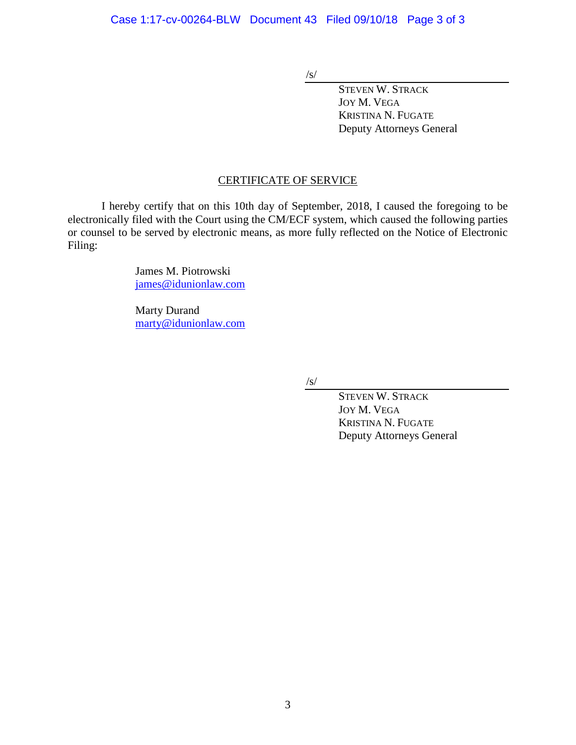/s/

STEVEN W. STRACK
JOY M. VEGA
KRISTINA N. FUGATE
Deputy Attorneys General

## CERTIFICATE OF SERVICE

I hereby certify that on this 10th day of September, 2018, I caused the foregoing to be electronically filed with the Court using the CM/ECF system, which caused the following parties or counsel to be served by electronic means, as more fully reflected on the Notice of Electronic Filing:

James M. Piotrowski
james@idunionlaw.com

Marty Durand
marty@idunionlaw.com

/s/

STEVEN W. STRACK
JOY M. VEGA
KRISTINA N. FUGATE
Deputy Attorneys General